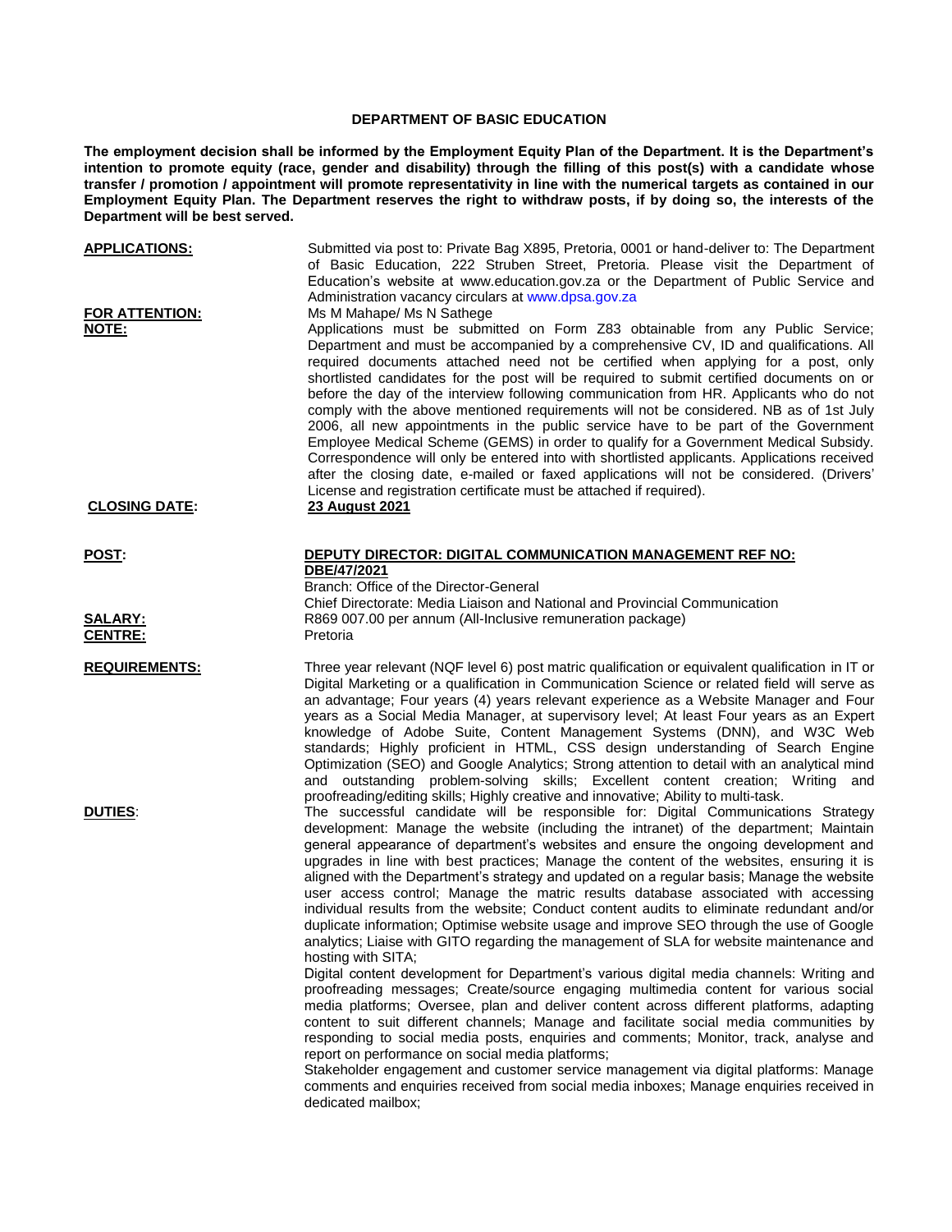# DEPARTMENT OF BASIC EDUCATION

**The employment decision shall be informed by the Employment Equity Plan of the Department. It is the Department's intention to promote equity (race, gender and disability) through the filling of this post(s) with a candidate whose transfer / promotion / appointment will promote representativity in line with the numerical targets as contained in our Employment Equity Plan. The Department reserves the right to withdraw posts, if by doing so, the interests of the Department will be best served.**

**APPLICATIONS:** Submitted via post to: Private Bag X895, Pretoria, 0001 or hand-deliver to: The Department of Basic Education, 222 Struben Street, Pretoria. Please visit the Department of Education's website at www.education.gov.za or the Department of Public Service and Administration vacancy circulars at www.dpsa.gov.za

**FOR ATTENTION:** Ms M Mahape/ Ms N Sathege

**NOTE:** Applications must be submitted on Form Z83 obtainable from any Public Service; Department and must be accompanied by a comprehensive CV, ID and qualifications. All required documents attached need not be certified when applying for a post, only shortlisted candidates for the post will be required to submit certified documents on or before the day of the interview following communication from HR. Applicants who do not comply with the above mentioned requirements will not be considered. NB as of 1st July 2006, all new appointments in the public service have to be part of the Government Employee Medical Scheme (GEMS) in order to qualify for a Government Medical Subsidy. Correspondence will only be entered into with shortlisted applicants. Applications received after the closing date, e-mailed or faxed applications will not be considered. (Drivers' License and registration certificate must be attached if required).

**CLOSING DATE:** **23 August 2021**

**POST:** **DEPUTY DIRECTOR: DIGITAL COMMUNICATION MANAGEMENT REF NO: DBE/47/2021**
Branch: Office of the Director-General
Chief Directorate: Media Liaison and National and Provincial Communication

**SALARY:** R869 007.00 per annum (All-Inclusive remuneration package)

**CENTRE:** Pretoria

**REQUIREMENTS:** Three year relevant (NQF level 6) post matric qualification or equivalent qualification in IT or Digital Marketing or a qualification in Communication Science or related field will serve as an advantage; Four years (4) years relevant experience as a Website Manager and Four years as a Social Media Manager, at supervisory level; At least Four years as an Expert knowledge of Adobe Suite, Content Management Systems (DNN), and W3C Web standards; Highly proficient in HTML, CSS design understanding of Search Engine Optimization (SEO) and Google Analytics; Strong attention to detail with an analytical mind and outstanding problem-solving skills; Excellent content creation; Writing and proofreading/editing skills; Highly creative and innovative; Ability to multi-task.

**DUTIES:** The successful candidate will be responsible for: Digital Communications Strategy development: Manage the website (including the intranet) of the department; Maintain general appearance of department's websites and ensure the ongoing development and upgrades in line with best practices; Manage the content of the websites, ensuring it is aligned with the Department's strategy and updated on a regular basis; Manage the website user access control; Manage the matric results database associated with accessing individual results from the website; Conduct content audits to eliminate redundant and/or duplicate information; Optimise website usage and improve SEO through the use of Google analytics; Liaise with GITO regarding the management of SLA for website maintenance and hosting with SITA;

Digital content development for Department's various digital media channels: Writing and proofreading messages; Create/source engaging multimedia content for various social media platforms; Oversee, plan and deliver content across different platforms, adapting content to suit different channels; Manage and facilitate social media communities by responding to social media posts, enquiries and comments; Monitor, track, analyse and report on performance on social media platforms;

Stakeholder engagement and customer service management via digital platforms: Manage comments and enquiries received from social media inboxes; Manage enquiries received in dedicated mailbox;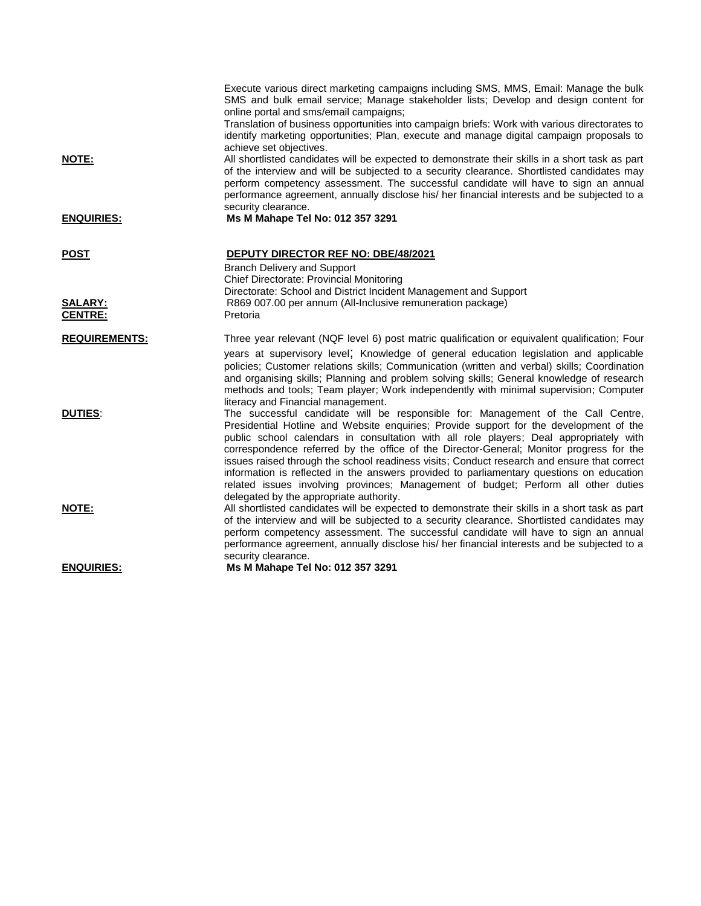Execute various direct marketing campaigns including SMS, MMS, Email: Manage the bulk SMS and bulk email service; Manage stakeholder lists; Develop and design content for online portal and sms/email campaigns;

Translation of business opportunities into campaign briefs: Work with various directorates to identify marketing opportunities; Plan, execute and manage digital campaign proposals to achieve set objectives.

**NOTE:** All shortlisted candidates will be expected to demonstrate their skills in a short task as part of the interview and will be subjected to a security clearance. Shortlisted candidates may perform competency assessment. The successful candidate will have to sign an annual performance agreement, annually disclose his/ her financial interests and be subjected to a security clearance.

**ENQUIRIES:** **Ms M Mahape Tel No: 012 357 3291**

**POST** **DEPUTY DIRECTOR REF NO: DBE/48/2021**

Branch Delivery and Support
Chief Directorate: Provincial Monitoring
Directorate: School and District Incident Management and Support

**SALARY:** R869 007.00 per annum (All-Inclusive remuneration package)

**CENTRE:** Pretoria

**REQUIREMENTS:** Three year relevant (NQF level 6) post matric qualification or equivalent qualification; Four years at supervisory level; Knowledge of general education legislation and applicable policies; Customer relations skills; Communication (written and verbal) skills; Coordination and organising skills; Planning and problem solving skills; General knowledge of research methods and tools; Team player; Work independently with minimal supervision; Computer literacy and Financial management.

**DUTIES:** The successful candidate will be responsible for: Management of the Call Centre, Presidential Hotline and Website enquiries; Provide support for the development of the public school calendars in consultation with all role players; Deal appropriately with correspondence referred by the office of the Director-General; Monitor progress for the issues raised through the school readiness visits; Conduct research and ensure that correct information is reflected in the answers provided to parliamentary questions on education related issues involving provinces; Management of budget; Perform all other duties delegated by the appropriate authority.

**NOTE:** All shortlisted candidates will be expected to demonstrate their skills in a short task as part of the interview and will be subjected to a security clearance. Shortlisted candidates may perform competency assessment. The successful candidate will have to sign an annual performance agreement, annually disclose his/ her financial interests and be subjected to a security clearance.

**ENQUIRIES:** **Ms M Mahape Tel No: 012 357 3291**